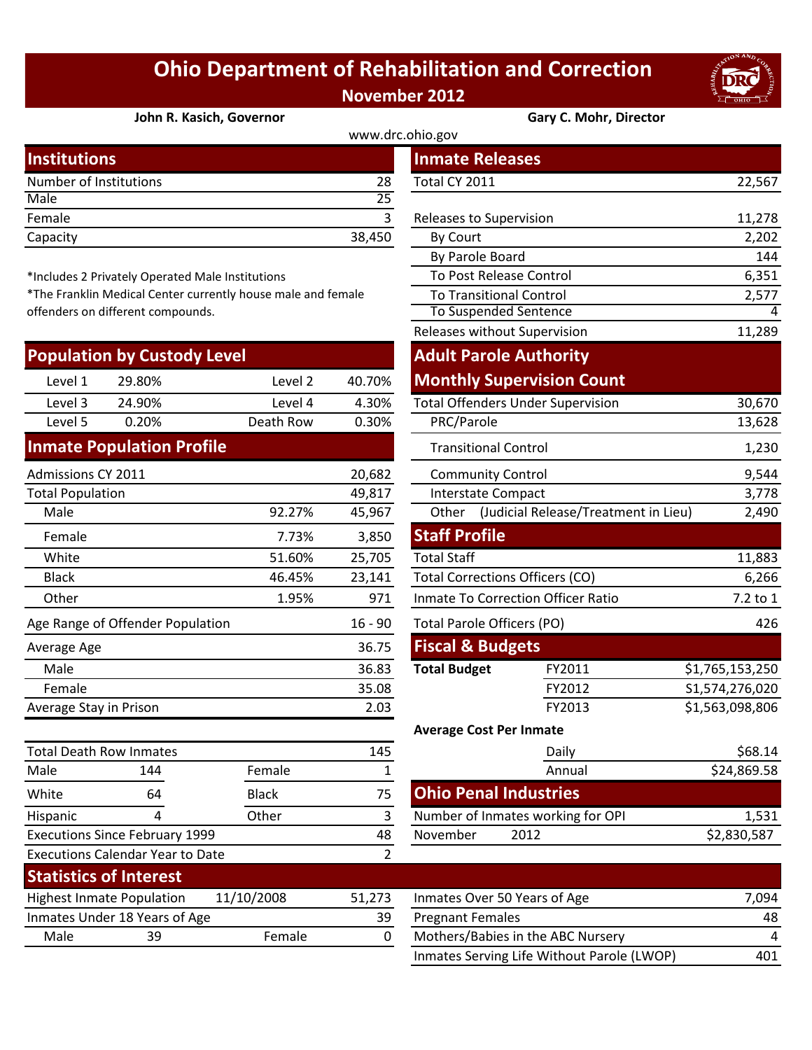# Ohio Department of Rehabilitation and Correction

**November 2012**

**John R. Kasich, Governor** | **Gary C. Mohr, Director**

www.drc.ohio.gov

## Institutions

| | |
|---|---|
| Number of Institutions | 28 |
| Male | 25 |
| Female | 3 |
| Capacity | 38,450 |

*Includes 2 Privately Operated Male Institutions
*The Franklin Medical Center currently house male and female offenders on different compounds.

## Population by Custody Level

| | | | |
|---|---|---|---|
| Level 1 | 29.80% | Level 2 | 40.70% |
| Level 3 | 24.90% | Level 4 | 4.30% |
| Level 5 | 0.20% | Death Row | 0.30% |

## Inmate Population Profile

| | | |
|---|---|---|
| Admissions CY 2011 | | 20,682 |
| Total Population | | 49,817 |
| Male | 92.27% | 45,967 |
| Female | 7.73% | 3,850 |
| White | 51.60% | 25,705 |
| Black | 46.45% | 23,141 |
| Other | 1.95% | 971 |
| Age Range of Offender Population | | 16 - 90 |
| Average Age | | 36.75 |
| Male | | 36.83 |
| Female | | 35.08 |
| Average Stay in Prison | | 2.03 |

| | | | |
|---|---|---|---|
| Total Death Row Inmates | | | 145 |
| Male | 144 | Female | 1 |
| White | 64 | Black | 75 |
| Hispanic | 4 | Other | 3 |
| Executions Since February 1999 | | | 48 |
| Executions Calendar Year to Date | | | 2 |

## Inmate Releases

| | |
|---|---|
| Total CY 2011 | 22,567 |
| Releases to Supervision | 11,278 |
| By Court | 2,202 |
| By Parole Board | 144 |
| To Post Release Control | 6,351 |
| To Transitional Control | 2,577 |
| To Suspended Sentence | 4 |
| Releases without Supervision | 11,289 |

## Adult Parole Authority Monthly Supervision Count

| | |
|---|---|
| Total Offenders Under Supervision | 30,670 |
| PRC/Parole | 13,628 |
| Transitional Control | 1,230 |
| Community Control | 9,544 |
| Interstate Compact | 3,778 |
| Other (Judicial Release/Treatment in Lieu) | 2,490 |

## Staff Profile

| | |
|---|---|
| Total Staff | 11,883 |
| Total Corrections Officers (CO) | 6,266 |
| Inmate To Correction Officer Ratio | 7.2 to 1 |
| Total Parole Officers (PO) | 426 |

## Fiscal & Budgets

| | | |
|---|---|---|
| **Total Budget** | FY2011 | $1,765,153,250 |
| | FY2012 | $1,574,276,020 |
| | FY2013 | $1,563,098,806 |

**Average Cost Per Inmate**

| | |
|---|---|
| Daily | $68.14 |
| Annual | $24,869.58 |

## Ohio Penal Industries

| | | |
|---|---|---|
| Number of Inmates working for OPI | | 1,531 |
| November | 2012 | $2,830,587 |

## Statistics of Interest

| | | | |
|---|---|---|---|
| Highest Inmate Population | 11/10/2008 | | 51,273 |
| Inmates Under 18 Years of Age | | | 39 |
| Male | 39 | Female | 0 |

| | |
|---|---|
| Inmates Over 50 Years of Age | 7,094 |
| Pregnant Females | 48 |
| Mothers/Babies in the ABC Nursery | 4 |
| Inmates Serving Life Without Parole (LWOP) | 401 |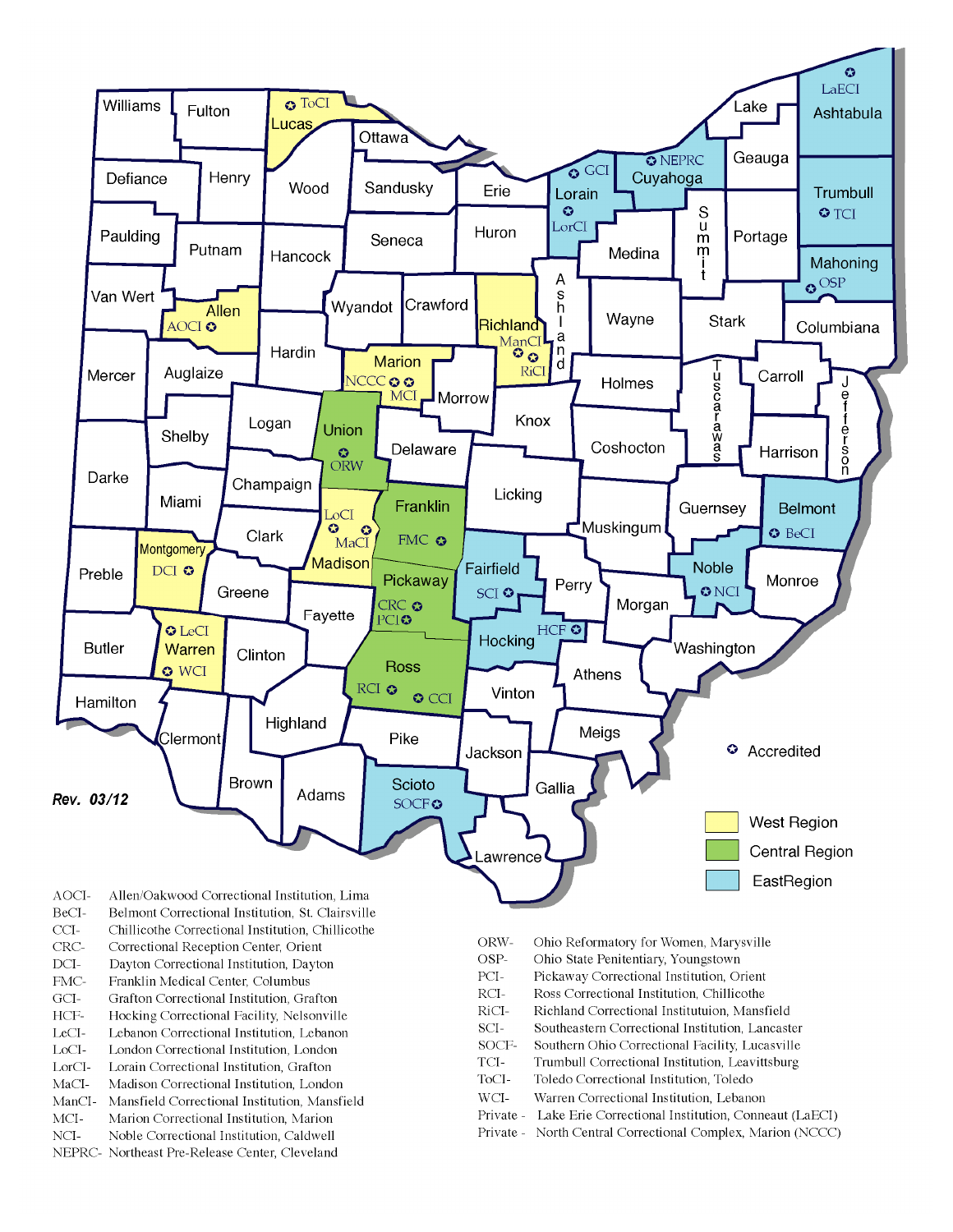*Rev. 03/12*

✪ Accredited

- West Region
- Central Region
- EastRegion

| Abbreviation | Institution |
|---|---|
| AOCI- | Allen/Oakwood Correctional Institution, Lima |
| BeCI- | Belmont Correctional Institution, St. Clairsville |
| CCI- | Chillicothe Correctional Institution, Chillicothe |
| CRC- | Correctional Reception Center, Orient |
| DCI- | Dayton Correctional Institution, Dayton |
| FMC- | Franklin Medical Center, Columbus |
| GCI- | Grafton Correctional Institution, Grafton |
| HCF- | Hocking Correctional Facility, Nelsonville |
| LeCI- | Lebanon Correctional Institution, Lebanon |
| LoCI- | London Correctional Institution, London |
| LorCI- | Lorain Correctional Institution, Grafton |
| MaCI- | Madison Correctional Institution, London |
| ManCI- | Mansfield Correctional Institution, Mansfield |
| MCI- | Marion Correctional Institution, Marion |
| NCI- | Noble Correctional Institution, Caldwell |
| NEPRC- | Northeast Pre-Release Center, Cleveland |
| ORW- | Ohio Reformatory for Women, Marysville |
| OSP- | Ohio State Penitentiary, Youngstown |
| PCI- | Pickaway Correctional Institution, Orient |
| RCI- | Ross Correctional Institution, Chillicothe |
| RiCI- | Richland Correctional Institutuion, Mansfield |
| SCI- | Southeastern Correctional Institution, Lancaster |
| SOCF- | Southern Ohio Correctional Facility, Lucasville |
| TCI- | Trumbull Correctional Institution, Leavittsburg |
| ToCI- | Toledo Correctional Institution, Toledo |
| WCI- | Warren Correctional Institution, Lebanon |
| Private - | Lake Erie Correctional Institution, Conneaut (LaECI) |
| Private - | North Central Correctional Complex, Marion (NCCC) |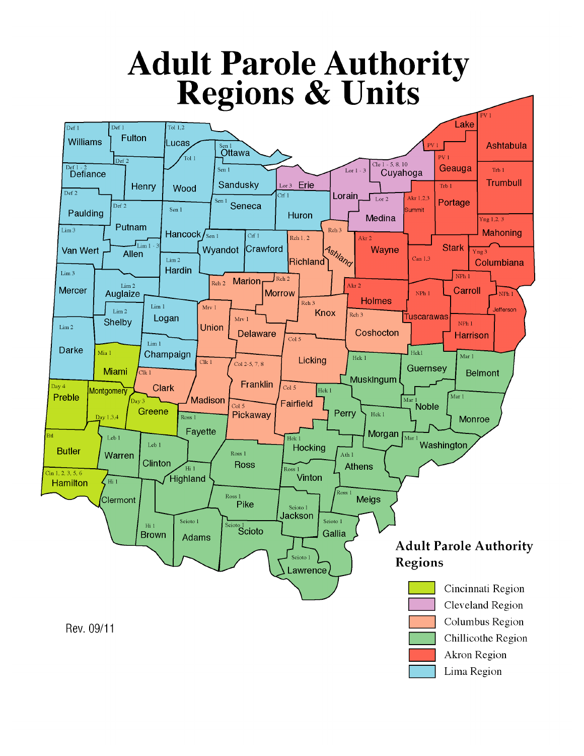# Adult Parole Authority Regions & Units

Williams Def 1
Fulton Def 1
Lucas Tol 1,2
Ottawa Sen 1
Defiance Def 1 - 2
Henry Def 2
Wood Tol 1
Sandusky Sen 1
Erie Lor 3
Cuyahoga Cle 1 - 5, 8, 10
Lake
Ashtabula PV 1
Geauga PV 1
Trumbull Trb 1
Paulding Def 2
Putnam Def 2
Hancock Sen 1
Seneca Sen 1
Huron Crf 1
Lorain Lor 1 - 3
Medina Lor 2
Summit Akr 1,2,3
Portage Trb 1
Mahoning Yng 1,2, 3
Van Wert Lim 3
Allen Lim 1 - 3
Wyandot Sen 1
Crawford Crf 1
Richland Rch 1, 2
Ashland Rch 3
Wayne Akr 2
Stark Can 1,3
Columbiana Yng 3
Mercer Lim 3
Auglaize Lim 2
Hardin Lim 2
Marion Rch 2
Morrow Rch 2
Knox Rch 3
Holmes Akr 2
Tuscarawas NPh 1
Carroll NPh 1
Jefferson NPh 1
Shelby Lim 2
Logan Lim 1
Union Mrv 1
Delaware Mrv 1
Coshocton Rch 3
Harrison NPh 1
Darke Lim 2
Miami Mia 1
Champaign Lim 1
Licking Col 5
Guernsey Hck1
Belmont Mar 1
Clark Clk 1
Madison Clk 1
Franklin Col 2-5, 7, 8
Muskingum Hck 1
Noble Mar 1
Monroe Mar 1
Preble Day 4
Montgomery Day 1,3,4
Greene Day 3
Fairfield Col 5
Pickaway Col 5
Perry Hck 1
Morgan Hck 1
Fayette Ross 1
Washington Mar 1
Butler Btl
Warren Leb 1
Clinton Leb 1
Hocking Hck 1
Athens Ath 1
Ross Ross 1
Highland Hi 1
Vinton Ross 1
Hamilton Cin 1, 2, 3, 5, 6
Clermont Hi 1
Pike Ross 1
Meigs Ross 1
Jackson Scioto 1
Brown Hi 1
Adams Scioto 1
Scioto Scioto 1
Gallia Scioto 1
Lawrence Scioto 1

## Adult Parole Authority Regions

- Cincinnati Region
- Cleveland Region
- Columbus Region
- Chillicothe Region
- Akron Region
- Lima Region

Rev. 09/11